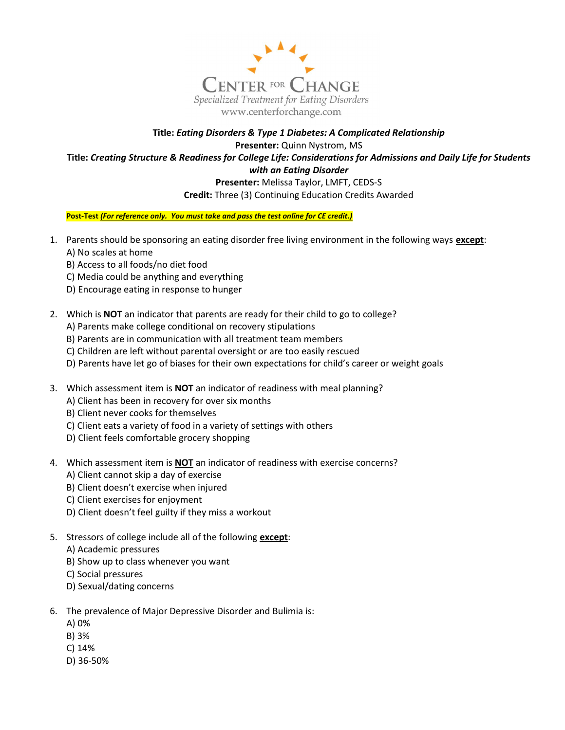CENTER FOR CHANGE

*Specialized Treatment for Eating Disorders*

www.centerforchange.com

**Title:** ***Eating Disorders & Type 1 Diabetes: A Complicated Relationship***

**Presenter:** Quinn Nystrom, MS

**Title:** ***Creating Structure & Readiness for College Life: Considerations for Admissions and Daily Life for Students with an Eating Disorder***

**Presenter:** Melissa Taylor, LMFT, CEDS-S

**Credit:** Three (3) Continuing Education Credits Awarded

**Post-Test** ***(For reference only. You must take and pass the test online for CE credit.)***

1. Parents should be sponsoring an eating disorder free living environment in the following ways **except**:
   A) No scales at home
   B) Access to all foods/no diet food
   C) Media could be anything and everything
   D) Encourage eating in response to hunger

2. Which is **NOT** an indicator that parents are ready for their child to go to college?
   A) Parents make college conditional on recovery stipulations
   B) Parents are in communication with all treatment team members
   C) Children are left without parental oversight or are too easily rescued
   D) Parents have let go of biases for their own expectations for child's career or weight goals

3. Which assessment item is **NOT** an indicator of readiness with meal planning?
   A) Client has been in recovery for over six months
   B) Client never cooks for themselves
   C) Client eats a variety of food in a variety of settings with others
   D) Client feels comfortable grocery shopping

4. Which assessment item is **NOT** an indicator of readiness with exercise concerns?
   A) Client cannot skip a day of exercise
   B) Client doesn't exercise when injured
   C) Client exercises for enjoyment
   D) Client doesn't feel guilty if they miss a workout

5. Stressors of college include all of the following **except**:
   A) Academic pressures
   B) Show up to class whenever you want
   C) Social pressures
   D) Sexual/dating concerns

6. The prevalence of Major Depressive Disorder and Bulimia is:
   A) 0%
   B) 3%
   C) 14%
   D) 36-50%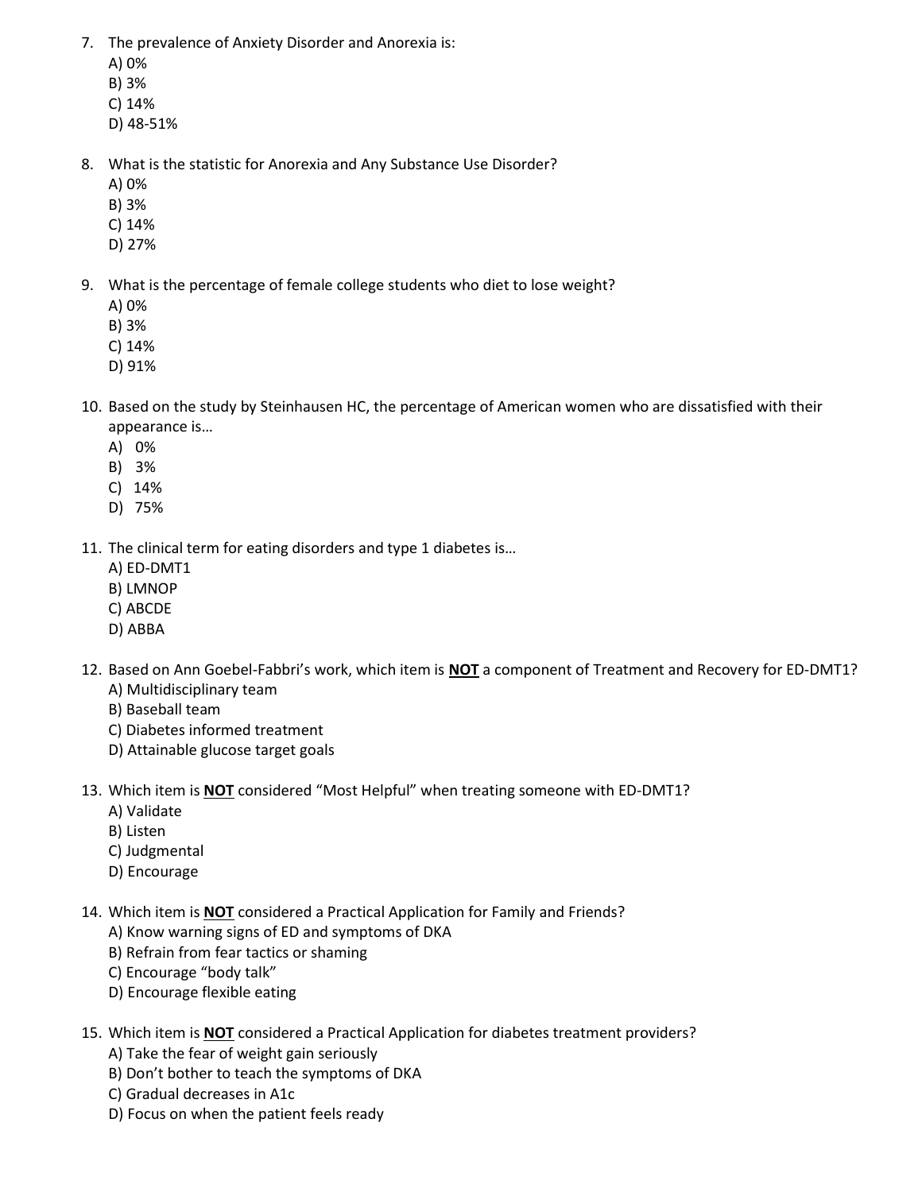7. The prevalence of Anxiety Disorder and Anorexia is:
   A) 0%
   B) 3%
   C) 14%
   D) 48-51%

8. What is the statistic for Anorexia and Any Substance Use Disorder?
   A) 0%
   B) 3%
   C) 14%
   D) 27%

9. What is the percentage of female college students who diet to lose weight?
   A) 0%
   B) 3%
   C) 14%
   D) 91%

10. Based on the study by Steinhausen HC, the percentage of American women who are dissatisfied with their appearance is…
    A) 0%
    B) 3%
    C) 14%
    D) 75%

11. The clinical term for eating disorders and type 1 diabetes is…
    A) ED-DMT1
    B) LMNOP
    C) ABCDE
    D) ABBA

12. Based on Ann Goebel-Fabbri's work, which item is **NOT** a component of Treatment and Recovery for ED-DMT1?
    A) Multidisciplinary team
    B) Baseball team
    C) Diabetes informed treatment
    D) Attainable glucose target goals

13. Which item is **NOT** considered "Most Helpful" when treating someone with ED-DMT1?
    A) Validate
    B) Listen
    C) Judgmental
    D) Encourage

14. Which item is **NOT** considered a Practical Application for Family and Friends?
    A) Know warning signs of ED and symptoms of DKA
    B) Refrain from fear tactics or shaming
    C) Encourage "body talk"
    D) Encourage flexible eating

15. Which item is **NOT** considered a Practical Application for diabetes treatment providers?
    A) Take the fear of weight gain seriously
    B) Don't bother to teach the symptoms of DKA
    C) Gradual decreases in A1c
    D) Focus on when the patient feels ready